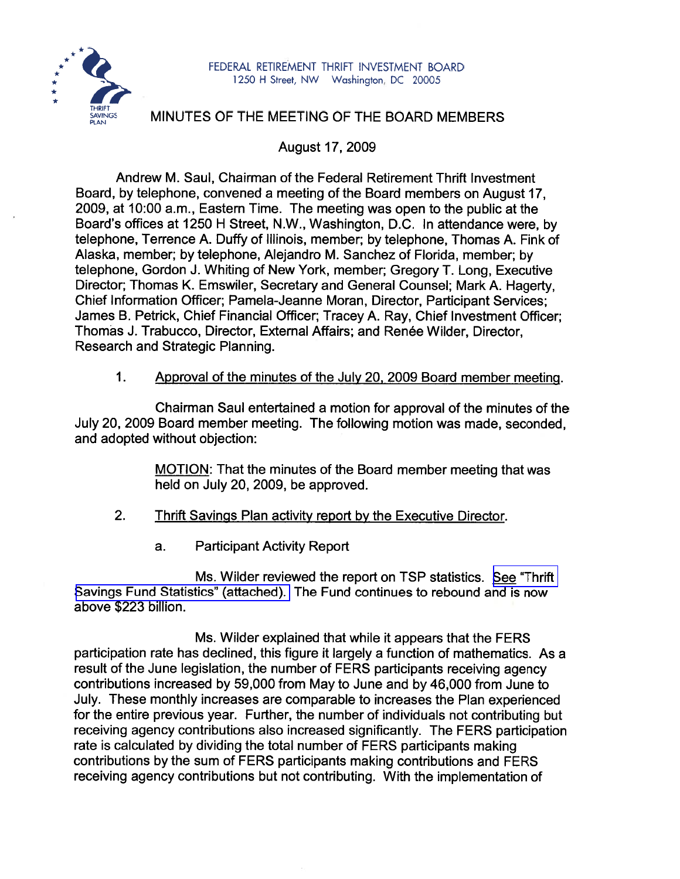FEDERAL RETIREMENT THRIFT INVESTMENT BOARD
1250 H Street, NW Washington, DC 20005

# MINUTES OF THE MEETING OF THE BOARD MEMBERS

August 17, 2009

Andrew M. Saul, Chairman of the Federal Retirement Thrift Investment Board, by telephone, convened a meeting of the Board members on August 17, 2009, at 10:00 a.m., Eastern Time. The meeting was open to the public at the Board's offices at 1250 H Street, N.W., Washington, D.C. In attendance were, by telephone, Terrence A. Duffy of Illinois, member; by telephone, Thomas A. Fink of Alaska, member; by telephone, Alejandro M. Sanchez of Florida, member; by telephone, Gordon J. Whiting of New York, member; Gregory T. Long, Executive Director; Thomas K. Emswiler, Secretary and General Counsel; Mark A. Hagerty, Chief Information Officer; Pamela-Jeanne Moran, Director, Participant Services; James B. Petrick, Chief Financial Officer; Tracey A. Ray, Chief Investment Officer; Thomas J. Trabucco, Director, External Affairs; and Renée Wilder, Director, Research and Strategic Planning.

1. Approval of the minutes of the July 20, 2009 Board member meeting.

Chairman Saul entertained a motion for approval of the minutes of the July 20, 2009 Board member meeting. The following motion was made, seconded, and adopted without objection:

> MOTION: That the minutes of the Board member meeting that was held on July 20, 2009, be approved.

2. Thrift Savings Plan activity report by the Executive Director.

a. Participant Activity Report

Ms. Wilder reviewed the report on TSP statistics. See "Thrift Savings Fund Statistics" (attached). The Fund continues to rebound and is now above $223 billion.

Ms. Wilder explained that while it appears that the FERS participation rate has declined, this figure it largely a function of mathematics. As a result of the June legislation, the number of FERS participants receiving agency contributions increased by 59,000 from May to June and by 46,000 from June to July. These monthly increases are comparable to increases the Plan experienced for the entire previous year. Further, the number of individuals not contributing but receiving agency contributions also increased significantly. The FERS participation rate is calculated by dividing the total number of FERS participants making contributions by the sum of FERS participants making contributions and FERS receiving agency contributions but not contributing. With the implementation of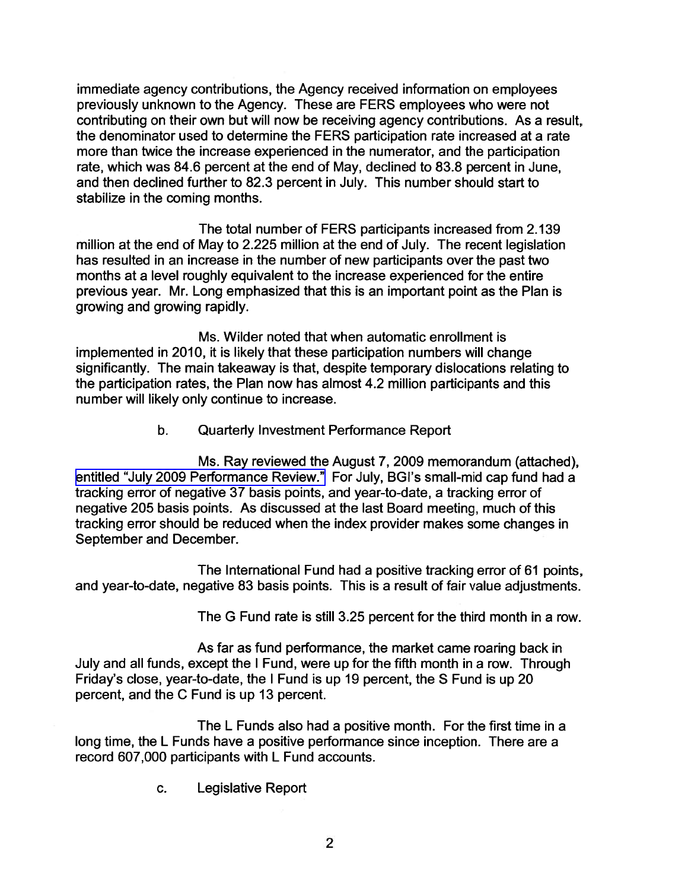immediate agency contributions, the Agency received information on employees previously unknown to the Agency. These are FERS employees who were not contributing on their own but will now be receiving agency contributions. As a result, the denominator used to determine the FERS participation rate increased at a rate more than twice the increase experienced in the numerator, and the participation rate, which was 84.6 percent at the end of May, declined to 83.8 percent in June, and then declined further to 82.3 percent in July. This number should start to stabilize in the coming months.

The total number of FERS participants increased from 2.139 million at the end of May to 2.225 million at the end of July. The recent legislation has resulted in an increase in the number of new participants over the past two months at a level roughly equivalent to the increase experienced for the entire previous year. Mr. Long emphasized that this is an important point as the Plan is growing and growing rapidly.

Ms. Wilder noted that when automatic enrollment is implemented in 2010, it is likely that these participation numbers will change significantly. The main takeaway is that, despite temporary dislocations relating to the participation rates, the Plan now has almost 4.2 million participants and this number will likely only continue to increase.

b. Quarterly Investment Performance Report

Ms. Ray reviewed the August 7, 2009 memorandum (attached), entitled "July 2009 Performance Review." For July, BGI's small-mid cap fund had a tracking error of negative 37 basis points, and year-to-date, a tracking error of negative 205 basis points. As discussed at the last Board meeting, much of this tracking error should be reduced when the index provider makes some changes in September and December.

The International Fund had a positive tracking error of 61 points, and year-to-date, negative 83 basis points. This is a result of fair value adjustments.

The G Fund rate is still 3.25 percent for the third month in a row.

As far as fund performance, the market came roaring back in July and all funds, except the I Fund, were up for the fifth month in a row. Through Friday's close, year-to-date, the I Fund is up 19 percent, the S Fund is up 20 percent, and the C Fund is up 13 percent.

The L Funds also had a positive month. For the first time in a long time, the L Funds have a positive performance since inception. There are a record 607,000 participants with L Fund accounts.

c. Legislative Report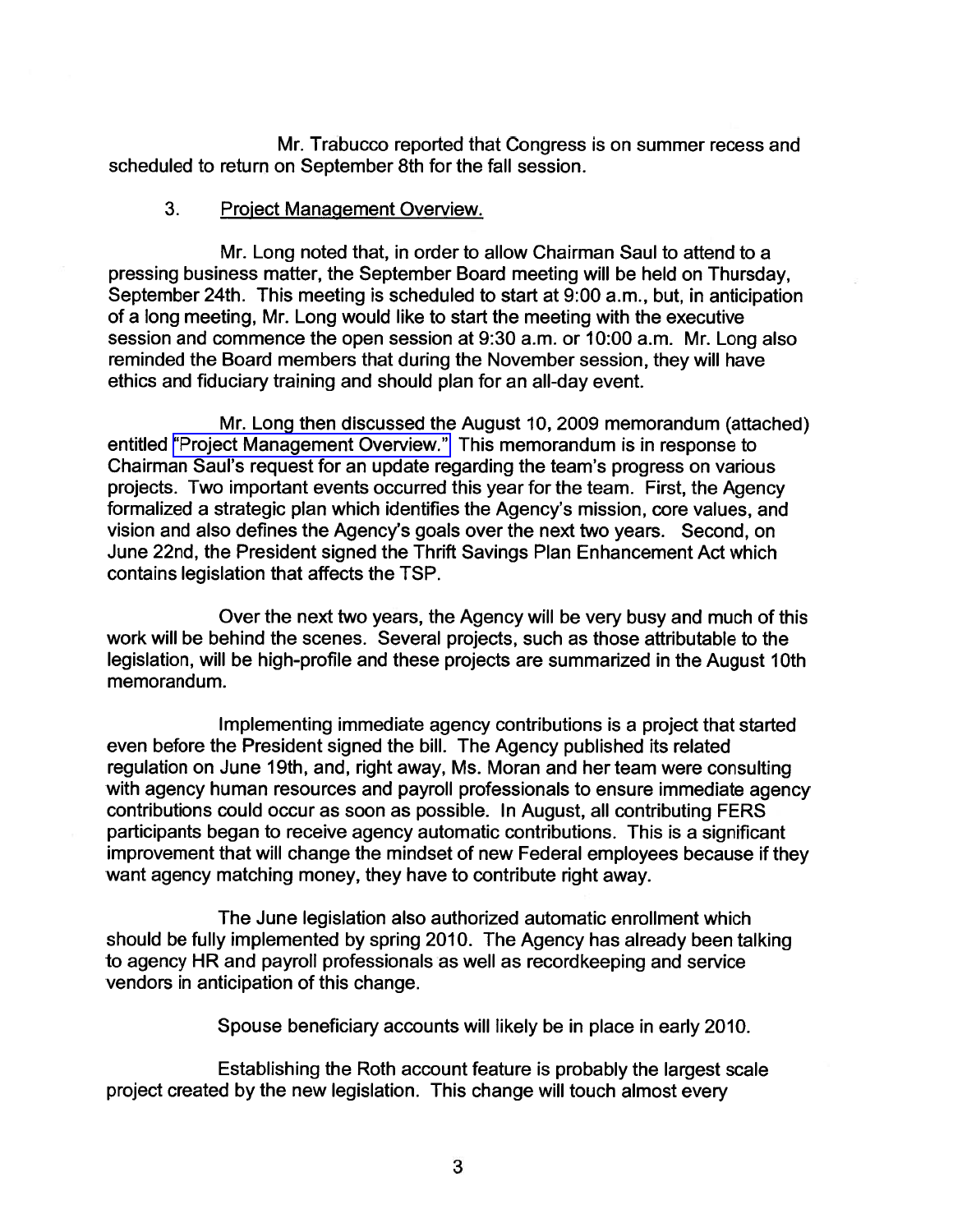Mr. Trabucco reported that Congress is on summer recess and scheduled to return on September 8th for the fall session.

3. Project Management Overview.

Mr. Long noted that, in order to allow Chairman Saul to attend to a pressing business matter, the September Board meeting will be held on Thursday, September 24th. This meeting is scheduled to start at 9:00 a.m., but, in anticipation of a long meeting, Mr. Long would like to start the meeting with the executive session and commence the open session at 9:30 a.m. or 10:00 a.m. Mr. Long also reminded the Board members that during the November session, they will have ethics and fiduciary training and should plan for an all-day event.

Mr. Long then discussed the August 10, 2009 memorandum (attached) entitled "Project Management Overview." This memorandum is in response to Chairman Saul's request for an update regarding the team's progress on various projects. Two important events occurred this year for the team. First, the Agency formalized a strategic plan which identifies the Agency's mission, core values, and vision and also defines the Agency's goals over the next two years. Second, on June 22nd, the President signed the Thrift Savings Plan Enhancement Act which contains legislation that affects the TSP.

Over the next two years, the Agency will be very busy and much of this work will be behind the scenes. Several projects, such as those attributable to the legislation, will be high-profile and these projects are summarized in the August 10th memorandum.

Implementing immediate agency contributions is a project that started even before the President signed the bill. The Agency published its related regulation on June 19th, and, right away, Ms. Moran and her team were consulting with agency human resources and payroll professionals to ensure immediate agency contributions could occur as soon as possible. In August, all contributing FERS participants began to receive agency automatic contributions. This is a significant improvement that will change the mindset of new Federal employees because if they want agency matching money, they have to contribute right away.

The June legislation also authorized automatic enrollment which should be fully implemented by spring 2010. The Agency has already been talking to agency HR and payroll professionals as well as recordkeeping and service vendors in anticipation of this change.

Spouse beneficiary accounts will likely be in place in early 2010.

Establishing the Roth account feature is probably the largest scale project created by the new legislation. This change will touch almost every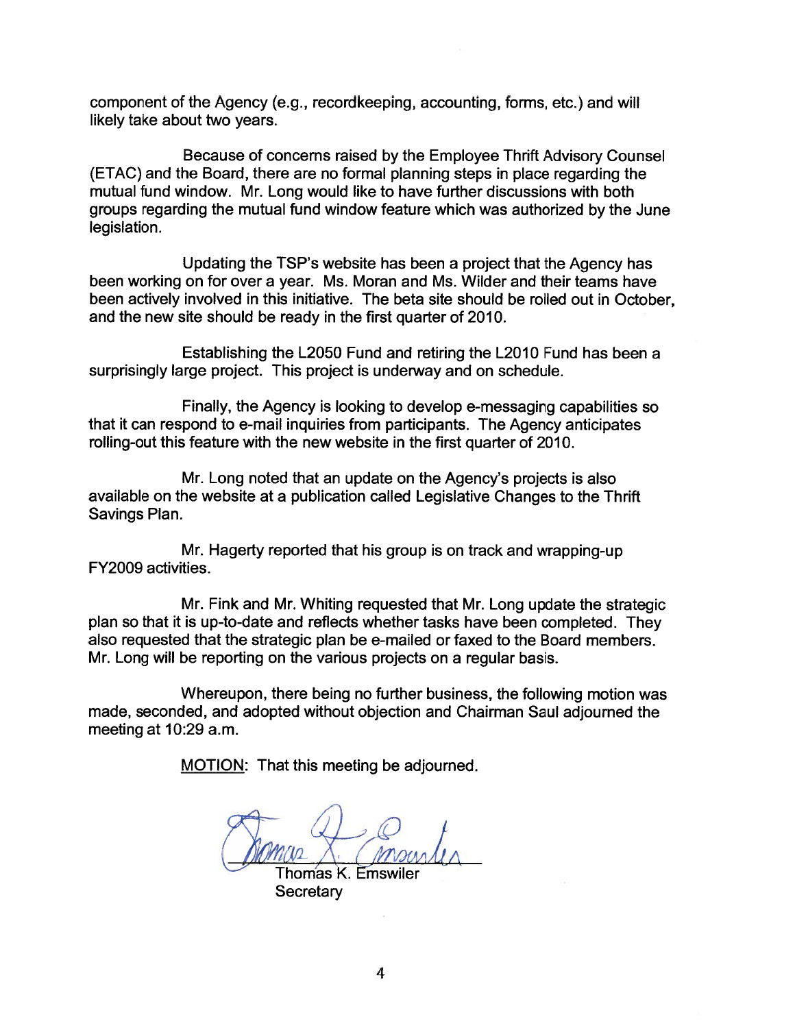component of the Agency (e.g., recordkeeping, accounting, forms, etc.) and will likely take about two years.

Because of concerns raised by the Employee Thrift Advisory Counsel (ETAC) and the Board, there are no formal planning steps in place regarding the mutual fund window. Mr. Long would like to have further discussions with both groups regarding the mutual fund window feature which was authorized by the June legislation.

Updating the TSP's website has been a project that the Agency has been working on for over a year. Ms. Moran and Ms. Wilder and their teams have been actively involved in this initiative. The beta site should be rolled out in October, and the new site should be ready in the first quarter of 2010.

Establishing the L2050 Fund and retiring the L2010 Fund has been a surprisingly large project. This project is underway and on schedule.

Finally, the Agency is looking to develop e-messaging capabilities so that it can respond to e-mail inquiries from participants. The Agency anticipates rolling-out this feature with the new website in the first quarter of 2010.

Mr. Long noted that an update on the Agency's projects is also available on the website at a publication called Legislative Changes to the Thrift Savings Plan.

Mr. Hagerty reported that his group is on track and wrapping-up FY2009 activities.

Mr. Fink and Mr. Whiting requested that Mr. Long update the strategic plan so that it is up-to-date and reflects whether tasks have been completed. They also requested that the strategic plan be e-mailed or faxed to the Board members. Mr. Long will be reporting on the various projects on a regular basis.

Whereupon, there being no further business, the following motion was made, seconded, and adopted without objection and Chairman Saul adjourned the meeting at 10:29 a.m.

MOTION: That this meeting be adjourned.

Thomas K. Emswiler
Secretary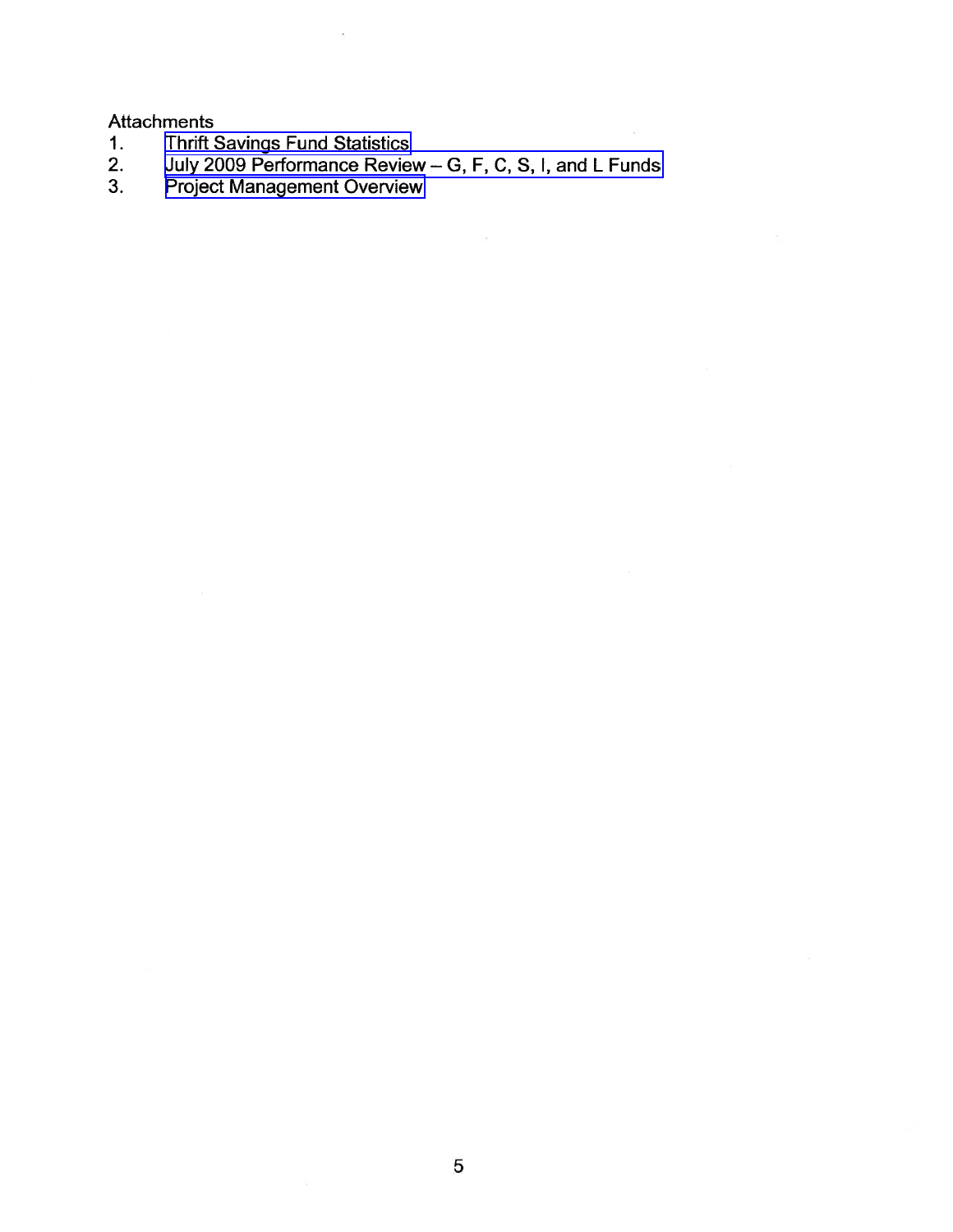Attachments

1. Thrift Savings Fund Statistics
2. July 2009 Performance Review – G, F, C, S, I, and L Funds
3. Project Management Overview